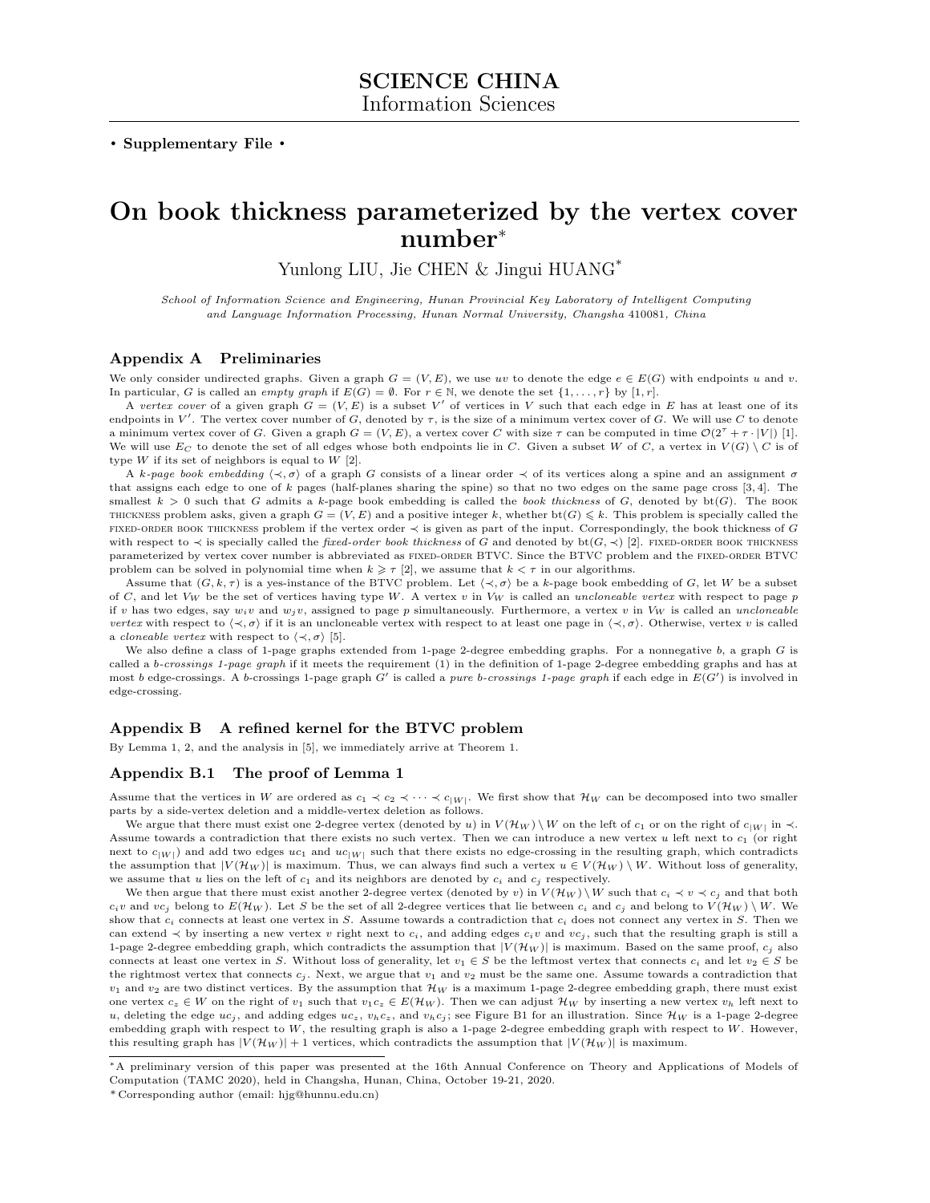**SCIENCE CHINA**
Information Sciences

• **Supplementary File** •

# On book thickness parameterized by the vertex cover number*

Yunlong LIU, Jie CHEN & Jingui HUANG*

*School of Information Science and Engineering, Hunan Provincial Key Laboratory of Intelligent Computing and Language Information Processing, Hunan Normal University, Changsha 410081, China*

## Appendix A Preliminaries

We only consider undirected graphs. Given a graph $G = (V, E)$, we use $uv$ to denote the edge $e \in E(G)$ with endpoints $u$ and $v$. In particular, $G$ is called an *empty graph* if $E(G) = \emptyset$. For $r \in \mathbb{N}$, we denote the set $\{1, \ldots, r\}$ by $[1, r]$.

A *vertex cover* of a given graph $G = (V, E)$ is a subset $V'$ of vertices in $V$ such that each edge in $E$ has at least one of its endpoints in $V'$. The vertex cover number of $G$, denoted by $\tau$, is the size of a minimum vertex cover of $G$. We will use $C$ to denote a minimum vertex cover of $G$. Given a graph $G = (V, E)$, a vertex cover $C$ with size $\tau$ can be computed in time $\mathcal{O}(2^\tau + \tau \cdot |V|)$ [1]. We will use $E_C$ to denote the set of all edges whose both endpoints lie in $C$. Given a subset $W$ of $C$, a vertex in $V(G) \setminus C$ is of type $W$ if its set of neighbors is equal to $W$ [2].

A *k-page book embedding* $\langle \prec, \sigma \rangle$ of a graph $G$ consists of a linear order $\prec$ of its vertices along a spine and an assignment $\sigma$ that assigns each edge to one of $k$ pages (half-planes sharing the spine) so that no two edges on the same page cross [3, 4]. The smallest $k > 0$ such that $G$ admits a $k$-page book embedding is called the *book thickness* of $G$, denoted by $\text{bt}(G)$. The BOOK THICKNESS problem asks, given a graph $G = (V, E)$ and a positive integer $k$, whether $\text{bt}(G) \leqslant k$. This problem is specially called the FIXED-ORDER BOOK THICKNESS problem if the vertex order $\prec$ is given as part of the input. Correspondingly, the book thickness of $G$ with respect to $\prec$ is specially called the *fixed-order book thickness* of $G$ and denoted by $\text{bt}(G, \prec)$ [2]. FIXED-ORDER BOOK THICKNESS parameterized by vertex cover number is abbreviated as FIXED-ORDER BTVC. Since the BTVC problem and the FIXED-ORDER BTVC problem can be solved in polynomial time when $k \geqslant \tau$ [2], we assume that $k < \tau$ in our algorithms.

Assume that $(G, k, \tau)$ is a yes-instance of the BTVC problem. Let $\langle \prec, \sigma \rangle$ be a $k$-page book embedding of $G$, let $W$ be a subset of $C$, and let $V_W$ be the set of vertices having type $W$. A vertex $v$ in $V_W$ is called an *uncloneable vertex* with respect to page $p$ if $v$ has two edges, say $w_i v$ and $w_j v$, assigned to page $p$ simultaneously. Furthermore, a vertex $v$ in $V_W$ is called an *uncloneable vertex* with respect to $\langle \prec, \sigma \rangle$ if it is an uncloneable vertex with respect to at least one page in $\langle \prec, \sigma \rangle$. Otherwise, vertex $v$ is called a *cloneable vertex* with respect to $\langle \prec, \sigma \rangle$ [5].

We also define a class of 1-page graphs extended from 1-page 2-degree embedding graphs. For a nonnegative $b$, a graph $G$ is called a *b-crossings 1-page graph* if it meets the requirement (1) in the definition of 1-page 2-degree embedding graphs and has at most $b$ edge-crossings. A $b$-crossings 1-page graph $G'$ is called a *pure b-crossings 1-page graph* if each edge in $E(G')$ is involved in edge-crossing.

## Appendix B A refined kernel for the BTVC problem

By Lemma 1, 2, and the analysis in [5], we immediately arrive at Theorem 1.

### Appendix B.1 The proof of Lemma 1

Assume that the vertices in $W$ are ordered as $c_1 \prec c_2 \prec \cdots \prec c_{|W|}$. We first show that $\mathcal{H}_W$ can be decomposed into two smaller parts by a side-vertex deletion and a middle-vertex deletion as follows.

We argue that there must exist one 2-degree vertex (denoted by $u$) in $V(\mathcal{H}_W) \setminus W$ on the left of $c_1$ or on the right of $c_{|W|}$ in $\prec$. Assume towards a contradiction that there exists no such vertex. Then we can introduce a new vertex $u$ left next to $c_1$ (or right next to $c_{|W|}$) and add two edges $uc_1$ and $uc_{|W|}$ such that there exists no edge-crossing in the resulting graph, which contradicts the assumption that $|V(\mathcal{H}_W)|$ is maximum. Thus, we can always find such a vertex $u \in V(\mathcal{H}_W) \setminus W$. Without loss of generality, we assume that $u$ lies on the left of $c_1$ and its neighbors are denoted by $c_i$ and $c_j$ respectively.

We then argue that there must exist another 2-degree vertex (denoted by $v$) in $V(\mathcal{H}_W) \setminus W$ such that $c_i \prec v \prec c_j$ and that both $c_i v$ and $vc_j$ belong to $E(\mathcal{H}_W)$. Let $S$ be the set of all 2-degree vertices that lie between $c_i$ and $c_j$ and belong to $V(\mathcal{H}_W) \setminus W$. We show that $c_i$ connects at least one vertex in $S$. Assume towards a contradiction that $c_i$ does not connect any vertex in $S$. Then we can extend $\prec$ by inserting a new vertex $v$ right next to $c_i$, and adding edges $c_i v$ and $vc_j$, such that the resulting graph is still a 1-page 2-degree embedding graph, which contradicts the assumption that $|V(\mathcal{H}_W)|$ is maximum. Based on the same proof, $c_j$ also connects at least one vertex in $S$. Without loss of generality, let $v_1 \in S$ be the leftmost vertex that connects $c_i$ and let $v_2 \in S$ be the rightmost vertex that connects $c_j$. Next, we argue that $v_1$ and $v_2$ must be the same one. Assume towards a contradiction that $v_1$ and $v_2$ are two distinct vertices. By the assumption that $\mathcal{H}_W$ is a maximum 1-page 2-degree embedding graph, there must exist one vertex $c_z \in W$ on the right of $v_1$ such that $v_1 c_z \in E(\mathcal{H}_W)$. Then we can adjust $\mathcal{H}_W$ by inserting a new vertex $v_h$ left next to $u$, deleting the edge $uc_j$, and adding edges $uc_z$, $v_h c_z$, and $v_h c_j$; see Figure B1 for an illustration. Since $\mathcal{H}_W$ is a 1-page 2-degree embedding graph with respect to $W$, the resulting graph is also a 1-page 2-degree embedding graph with respect to $W$. However, this resulting graph has $|V(\mathcal{H}_W)| + 1$ vertices, which contradicts the assumption that $|V(\mathcal{H}_W)|$ is maximum.

---

*A preliminary version of this paper was presented at the 16th Annual Conference on Theory and Applications of Models of Computation (TAMC 2020), held in Changsha, Hunan, China, October 19-21, 2020.

*Corresponding author (email: hjg@hunnu.edu.cn)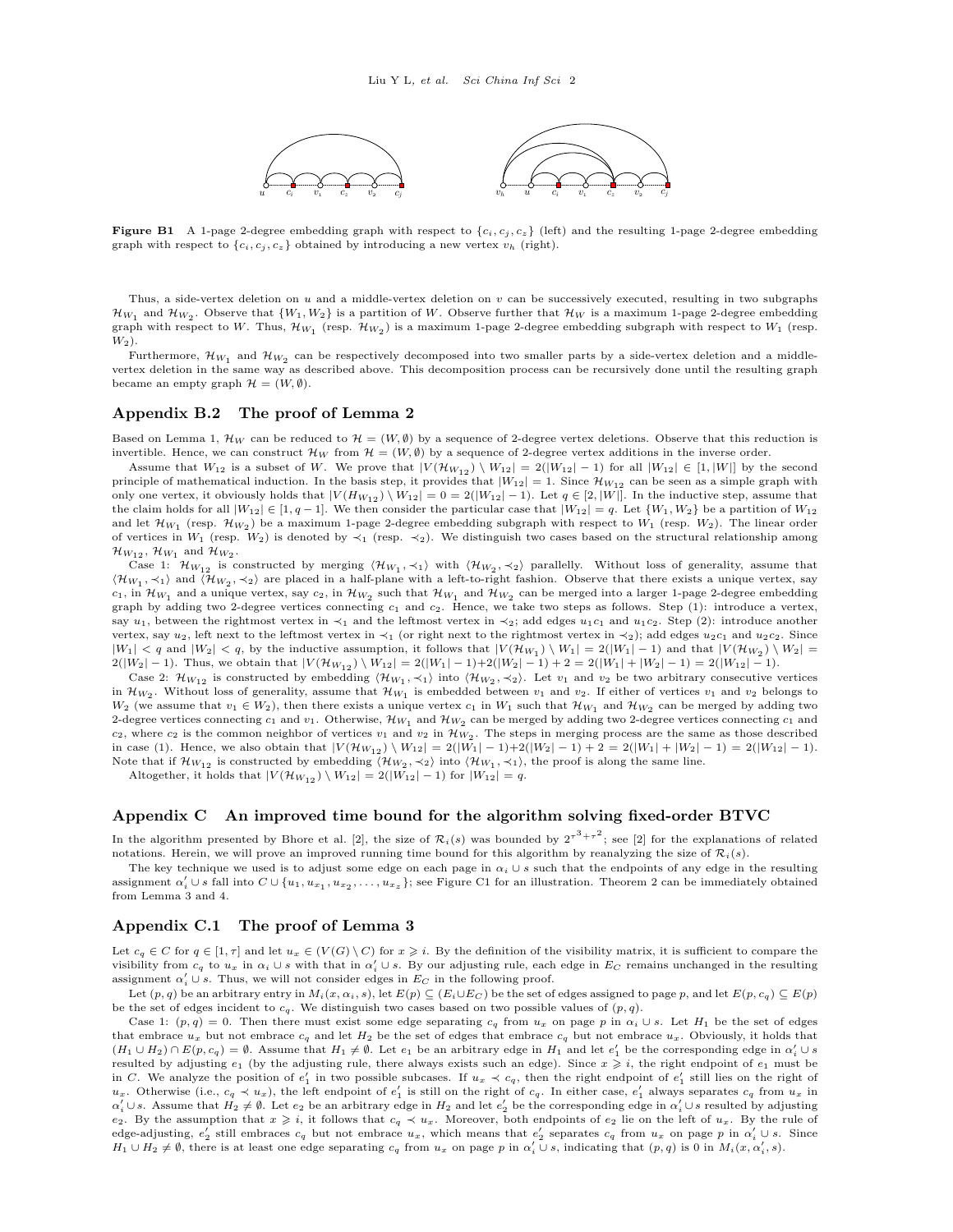**Figure B1** A 1-page 2-degree embedding graph with respect to $\{c_i, c_j, c_z\}$ (left) and the resulting 1-page 2-degree embedding graph with respect to $\{c_i, c_j, c_z\}$ obtained by introducing a new vertex $v_h$ (right).

Thus, a side-vertex deletion on $u$ and a middle-vertex deletion on $v$ can be successively executed, resulting in two subgraphs $\mathcal{H}_{W_1}$ and $\mathcal{H}_{W_2}$. Observe that $\{W_1, W_2\}$ is a partition of $W$. Observe further that $\mathcal{H}_W$ is a maximum 1-page 2-degree embedding graph with respect to $W$. Thus, $\mathcal{H}_{W_1}$ (resp. $\mathcal{H}_{W_2}$) is a maximum 1-page 2-degree embedding subgraph with respect to $W_1$ (resp. $W_2$).

Furthermore, $\mathcal{H}_{W_1}$ and $\mathcal{H}_{W_2}$ can be respectively decomposed into two smaller parts by a side-vertex deletion and a middle-vertex deletion in the same way as described above. This decomposition process can be recursively done until the resulting graph became an empty graph $\mathcal{H} = (W, \emptyset)$.

## Appendix B.2 The proof of Lemma 2

Based on Lemma 1, $\mathcal{H}_W$ can be reduced to $\mathcal{H} = (W, \emptyset)$ by a sequence of 2-degree vertex deletions. Observe that this reduction is invertible. Hence, we can construct $\mathcal{H}_W$ from $\mathcal{H} = (W, \emptyset)$ by a sequence of 2-degree vertex additions in the inverse order.

Assume that $W_{12}$ is a subset of $W$. We prove that $|V(\mathcal{H}_{W_{12}}) \setminus W_{12}| = 2(|W_{12}| - 1)$ for all $|W_{12}| \in [1, |W|]$ by the second principle of mathematical induction. In the basis step, it provides that $|W_{12}| = 1$. Since $\mathcal{H}_{W_{12}}$ can be seen as a simple graph with only one vertex, it obviously holds that $|V(H_{W_{12}}) \setminus W_{12}| = 0 = 2(|W_{12}| - 1)$. Let $q \in [2, |W|]$. In the inductive step, assume that the claim holds for all $|W_{12}| \in [1, q-1]$. We then consider the particular case that $|W_{12}| = q$. Let $\{W_1, W_2\}$ be a partition of $W_{12}$ and let $\mathcal{H}_{W_1}$ (resp. $\mathcal{H}_{W_2}$) be a maximum 1-page 2-degree embedding subgraph with respect to $W_1$ (resp. $W_2$). The linear order of vertices in $W_1$ (resp. $W_2$) is denoted by $\prec_1$ (resp. $\prec_2$). We distinguish two cases based on the structural relationship among $\mathcal{H}_{W_{12}}$, $\mathcal{H}_{W_1}$ and $\mathcal{H}_{W_2}$.

Case 1: $\mathcal{H}_{W_{12}}$ is constructed by merging $\langle \mathcal{H}_{W_1}, \prec_1 \rangle$ with $\langle \mathcal{H}_{W_2}, \prec_2 \rangle$ parallelly. Without loss of generality, assume that $\langle \mathcal{H}_{W_1}, \prec_1 \rangle$ and $\langle \mathcal{H}_{W_2}, \prec_2 \rangle$ are placed in a half-plane with a left-to-right fashion. Observe that there exists a unique vertex, say $c_1$, in $\mathcal{H}_{W_1}$ and a unique vertex, say $c_2$, in $\mathcal{H}_{W_2}$ such that $\mathcal{H}_{W_1}$ and $\mathcal{H}_{W_2}$ can be merged into a larger 1-page 2-degree embedding graph by adding two 2-degree vertices connecting $c_1$ and $c_2$. Hence, we take two steps as follows. Step (1): introduce a vertex, say $u_1$, between the rightmost vertex in $\prec_1$ and the leftmost vertex in $\prec_2$; add edges $u_1c_1$ and $u_1c_2$. Step (2): introduce another vertex, say $u_2$, left next to the leftmost vertex in $\prec_1$ (or right next to the rightmost vertex in $\prec_2$); add edges $u_2c_1$ and $u_2c_2$. Since $|W_1| < q$ and $|W_2| < q$, by the inductive assumption, it follows that $|V(\mathcal{H}_{W_1}) \setminus W_1| = 2(|W_1| - 1)$ and that $|V(\mathcal{H}_{W_2}) \setminus W_2| = 2(|W_2| - 1)$. Thus, we obtain that $|V(\mathcal{H}_{W_{12}}) \setminus W_{12}| = 2(|W_1| - 1) + 2(|W_2| - 1) + 2 = 2(|W_1| + |W_2| - 1) = 2(|W_{12}| - 1)$.

Case 2: $\mathcal{H}_{W_{12}}$ is constructed by embedding $\langle \mathcal{H}_{W_1}, \prec_1 \rangle$ into $\langle \mathcal{H}_{W_2}, \prec_2 \rangle$. Let $v_1$ and $v_2$ be two arbitrary consecutive vertices in $\mathcal{H}_{W_2}$. Without loss of generality, assume that $\mathcal{H}_{W_1}$ is embedded between $v_1$ and $v_2$. If either of vertices $v_1$ and $v_2$ belongs to $W_2$ (we assume that $v_1 \in W_2$), then there exists a unique vertex $c_1$ in $W_1$ such that $\mathcal{H}_{W_1}$ and $\mathcal{H}_{W_2}$ can be merged by adding two 2-degree vertices connecting $c_1$ and $v_1$. Otherwise, $\mathcal{H}_{W_1}$ and $\mathcal{H}_{W_2}$ can be merged by adding two 2-degree vertices connecting $c_1$ and $c_2$, where $c_2$ is the common neighbor of vertices $v_1$ and $v_2$ in $\mathcal{H}_{W_2}$. The steps in merging process are the same as those described in case (1). Hence, we also obtain that $|V(\mathcal{H}_{W_{12}}) \setminus W_{12}| = 2(|W_1| - 1) + 2(|W_2| - 1) + 2 = 2(|W_1| + |W_2| - 1) = 2(|W_{12}| - 1)$. Note that if $\mathcal{H}_{W_{12}}$ is constructed by embedding $\langle \mathcal{H}_{W_2}, \prec_2 \rangle$ into $\langle \mathcal{H}_{W_1}, \prec_1 \rangle$, the proof is along the same line.

Altogether, it holds that $|V(\mathcal{H}_{W_{12}}) \setminus W_{12}| = 2(|W_{12}| - 1)$ for $|W_{12}| = q$.

# Appendix C An improved time bound for the algorithm solving fixed-order BTVC

In the algorithm presented by Bhore et al. [2], the size of $\mathcal{R}_i(s)$ was bounded by $2^{\tau^3+\tau^2}$; see [2] for the explanations of related notations. Herein, we will prove an improved running time bound for this algorithm by reanalyzing the size of $\mathcal{R}_i(s)$.

The key technique we used is to adjust some edge on each page in $\alpha_i \cup s$ such that the endpoints of any edge in the resulting assignment $\alpha_i' \cup s$ fall into $C \cup \{u_1, u_{x_1}, u_{x_2}, \dots, u_{x_z}\}$; see Figure C1 for an illustration. Theorem 2 can be immediately obtained from Lemma 3 and 4.

## Appendix C.1 The proof of Lemma 3

Let $c_q \in C$ for $q \in [1, \tau]$ and let $u_x \in (V(G) \setminus C)$ for $x \geqslant i$. By the definition of the visibility matrix, it is sufficient to compare the visibility from $c_q$ to $u_x$ in $\alpha_i \cup s$ with that in $\alpha_i' \cup s$. By our adjusting rule, each edge in $E_C$ remains unchanged in the resulting assignment $\alpha_i' \cup s$. Thus, we will not consider edges in $E_C$ in the following proof.

Let $(p, q)$ be an arbitrary entry in $M_i(x, \alpha_i, s)$, let $E(p) \subseteq (E_i \cup E_C)$ be the set of edges assigned to page $p$, and let $E(p, c_q) \subseteq E(p)$ be the set of edges incident to $c_q$. We distinguish two cases based on two possible values of $(p, q)$.

Case 1: $(p, q) = 0$. Then there must exist some edge separating $c_q$ from $u_x$ on page $p$ in $\alpha_i \cup s$. Let $H_1$ be the set of edges that embrace $u_x$ but not embrace $c_q$ and let $H_2$ be the set of edges that embrace $c_q$ but not embrace $u_x$. Obviously, it holds that $(H_1 \cup H_2) \cap E(p, c_q) = \emptyset$. Assume that $H_1 \neq \emptyset$. Let $e_1$ be an arbitrary edge in $H_1$ and let $e_1'$ be the corresponding edge in $\alpha_i' \cup s$ resulted by adjusting $e_1$ (by the adjusting rule, there always exists such an edge). Since $x \geqslant i$, the right endpoint of $e_1$ must be in $C$. We analyze the position of $e_1'$ in two possible subcases. If $u_x \prec c_q$, then the right endpoint of $e_1'$ still lies on the right of $u_x$. Otherwise (i.e., $c_q \prec u_x$), the left endpoint of $e_1'$ is still on the right of $c_q$. In either case, $e_1'$ always separates $c_q$ from $u_x$ in $\alpha_i' \cup s$. Assume that $H_2 \neq \emptyset$. Let $e_2$ be an arbitrary edge in $H_2$ and let $e_2'$ be the corresponding edge in $\alpha_i' \cup s$ resulted by adjusting $e_2$. By the assumption that $x \geqslant i$, it follows that $c_q \prec u_x$. Moreover, both endpoints of $e_2$ lie on the left of $u_x$. By the rule of edge-adjusting, $e_2'$ still embraces $c_q$ but not embrace $u_x$, which means that $e_2'$ separates $c_q$ from $u_x$ on page $p$ in $\alpha_i' \cup s$. Since $H_1 \cup H_2 \neq \emptyset$, there is at least one edge separating $c_q$ from $u_x$ on page $p$ in $\alpha_i' \cup s$, indicating that $(p, q)$ is 0 in $M_i(x, \alpha_i', s)$.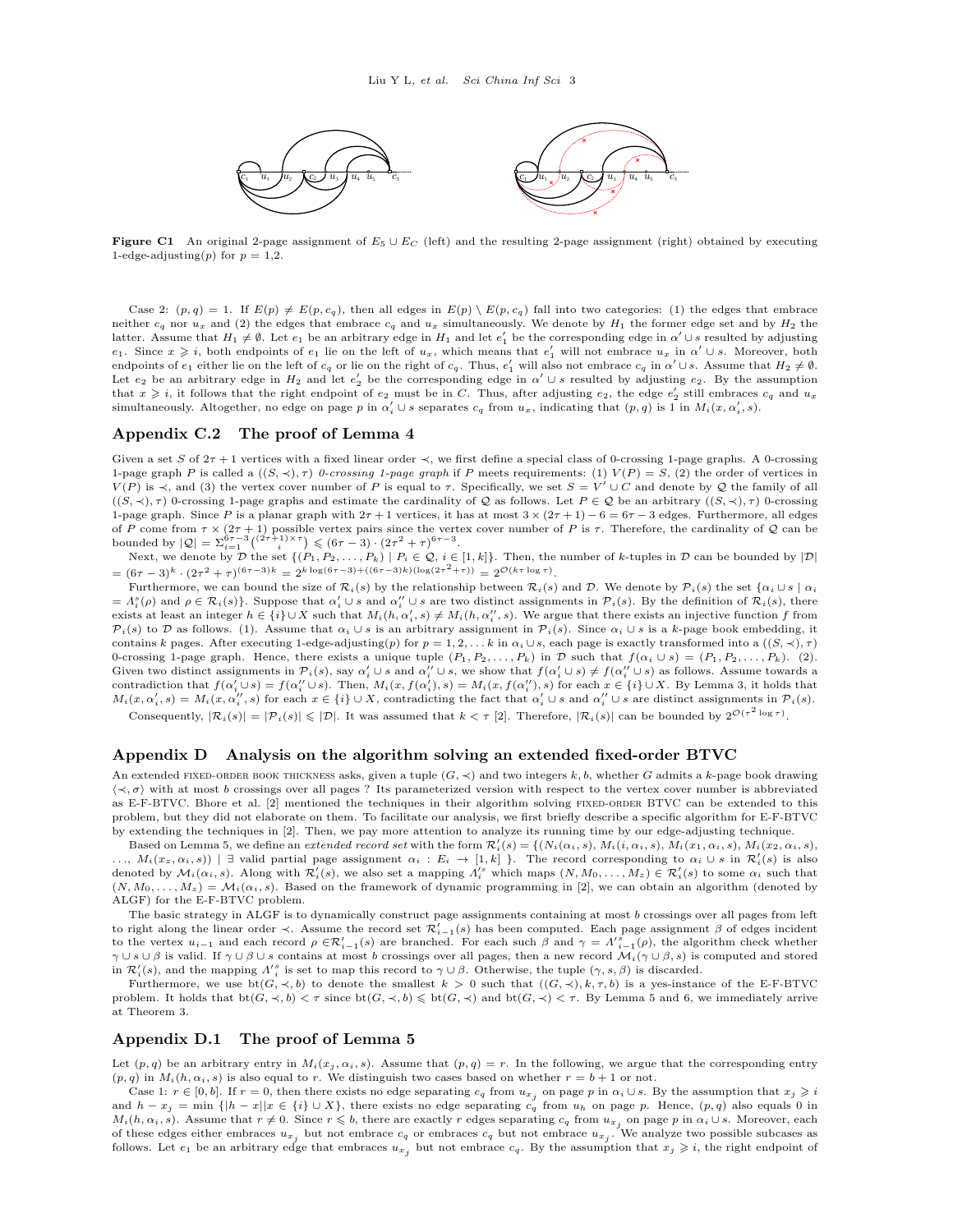**Figure C1** An original 2-page assignment of $E_5 \cup E_C$ (left) and the resulting 2-page assignment (right) obtained by executing 1-edge-adjusting($p$) for $p = 1{,}2$.

Case 2: $(p,q) = 1$. If $E(p) \neq E(p, c_q)$, then all edges in $E(p) \setminus E(p, c_q)$ fall into two categories: (1) the edges that embrace neither $c_q$ nor $u_x$ and (2) the edges that embrace $c_q$ and $u_x$ simultaneously. We denote by $H_1$ the former edge set and by $H_2$ the latter. Assume that $H_1 \neq \emptyset$. Let $e_1$ be an arbitrary edge in $H_1$ and let $e_1'$ be the corresponding edge in $\alpha' \cup s$ resulted by adjusting $e_1$. Since $x \geqslant i$, both endpoints of $e_1$ lie on the left of $u_x$, which means that $e_1'$ will not embrace $u_x$ in $\alpha' \cup s$. Moreover, both endpoints of $e_1$ either lie on the left of $c_q$ or lie on the right of $c_q$. Thus, $e_1'$ will also not embrace $c_q$ in $\alpha' \cup s$. Assume that $H_2 \neq \emptyset$. Let $e_2$ be an arbitrary edge in $H_2$ and let $e_2'$ be the corresponding edge in $\alpha' \cup s$ resulted by adjusting $e_2$. By the assumption that $x \geqslant i$, it follows that the right endpoint of $e_2$ must be in $C$. Thus, after adjusting $e_2$, the edge $e_2'$ still embraces $c_q$ and $u_x$ simultaneously. Altogether, no edge on page $p$ in $\alpha_i' \cup s$ separates $c_q$ from $u_x$, indicating that $(p,q)$ is 1 in $M_i(x, \alpha_i', s)$.

## Appendix C.2 The proof of Lemma 4

Given a set $S$ of $2\tau + 1$ vertices with a fixed linear order $\prec$, we first define a special class of 0-crossing 1-page graphs. A 0-crossing 1-page graph $P$ is called a $((S,\prec),\tau)$ *0-crossing 1-page graph* if $P$ meets requirements: (1) $V(P) = S$, (2) the order of vertices in $V(P)$ is $\prec$, and (3) the vertex cover number of $P$ is equal to $\tau$. Specifically, we set $S = V' \cup C$ and denote by $\mathcal{Q}$ the family of all $((S,\prec),\tau)$ 0-crossing 1-page graphs and estimate the cardinality of $\mathcal{Q}$ as follows. Let $P \in \mathcal{Q}$ be an arbitrary $((S,\prec),\tau)$ 0-crossing 1-page graph. Since $P$ is a planar graph with $2\tau+1$ vertices, it has at most $3 \times (2\tau+1) - 6 = 6\tau - 3$ edges. Furthermore, all edges of $P$ come from $\tau \times (2\tau+1)$ possible vertex pairs since the vertex cover number of $P$ is $\tau$. Therefore, the cardinality of $\mathcal{Q}$ can be bounded by $|\mathcal{Q}| = \Sigma_{i=1}^{6\tau-3}\binom{(2\tau+1)\times\tau}{i} \leqslant (6\tau-3)\cdot(2\tau^2+\tau)^{6\tau-3}$.

Next, we denote by $\mathcal{D}$ the set $\{(P_1, P_2, \ldots, P_k) \mid P_i \in \mathcal{Q},\, i \in [1,k]\}$. Then, the number of $k$-tuples in $\mathcal{D}$ can be bounded by $|\mathcal{D}| = (6\tau-3)^k \cdot (2\tau^2+\tau)^{(6\tau-3)k} = 2^{k\log(6\tau-3)+((6\tau-3)k)(\log(2\tau^2+\tau))} = 2^{\mathcal{O}(k\tau\log\tau)}$.

Furthermore, we can bound the size of $\mathcal{R}_i(s)$ by the relationship between $\mathcal{R}_i(s)$ and $\mathcal{D}$. We denote by $\mathcal{P}_i(s)$ the set $\{\alpha_i \cup s \mid \alpha_i = \Lambda_i^s(\rho)$ and $\rho \in \mathcal{R}_i(s)\}$. Suppose that $\alpha_i' \cup s$ and $\alpha_i'' \cup s$ are two distinct assignments in $\mathcal{P}_i(s)$. By the definition of $\mathcal{R}_i(s)$, there exists at least an integer $h \in \{i\} \cup X$ such that $M_i(h, \alpha_i', s) \neq M_i(h, \alpha_i'', s)$. We argue that there exists an injective function $f$ from $\mathcal{P}_i(s)$ to $\mathcal{D}$ as follows. (1). Assume that $\alpha_i \cup s$ is an arbitrary assignment in $\mathcal{P}_i(s)$. Since $\alpha_i \cup s$ is a $k$-page book embedding, it contains $k$ pages. After executing 1-edge-adjusting($p$) for $p = 1, 2, \ldots k$ in $\alpha_i \cup s$, each page is exactly transformed into a $((S,\prec),\tau)$ 0-crossing 1-page graph. Hence, there exists a unique tuple $(P_1, P_2, \ldots, P_k)$ in $\mathcal{D}$ such that $f(\alpha_i \cup s) = (P_1, P_2, \ldots, P_k)$. (2). Given two distinct assignments in $\mathcal{P}_i(s)$, say $\alpha_i' \cup s$ and $\alpha_i'' \cup s$, we show that $f(\alpha_i' \cup s) \neq f(\alpha_i'' \cup s)$ as follows. Assume towards a contradiction that $f(\alpha_i' \cup s) = f(\alpha_i'' \cup s)$. Then, $M_i(x, f(\alpha_i'), s) = M_i(x, f(\alpha_i''), s)$ for each $x \in \{i\} \cup X$. By Lemma 3, it holds that $M_i(x, \alpha_i', s) = M_i(x, \alpha_i'', s)$ for each $x \in \{i\} \cup X$, contradicting the fact that $\alpha_i' \cup s$ and $\alpha_i'' \cup s$ are distinct assignments in $\mathcal{P}_i(s)$.

Consequently, $|\mathcal{R}_i(s)| = |\mathcal{P}_i(s)| \leqslant |\mathcal{D}|$. It was assumed that $k < \tau$ [2]. Therefore, $|\mathcal{R}_i(s)|$ can be bounded by $2^{\mathcal{O}(\tau^2\log\tau)}$.

# Appendix D Analysis on the algorithm solving an extended fixed-order BTVC

An extended FIXED-ORDER BOOK THICKNESS asks, given a tuple $(G,\prec)$ and two integers $k, b$, whether $G$ admits a $k$-page book drawing $\langle\prec,\sigma\rangle$ with at most $b$ crossings over all pages ? Its parameterized version with respect to the vertex cover number is abbreviated as E-F-BTVC. Bhore et al. [2] mentioned the techniques in their algorithm solving FIXED-ORDER BTVC can be extended to this problem, but they did not elaborate on them. To facilitate our analysis, we first briefly describe a specific algorithm for E-F-BTVC by extending the techniques in [2]. Then, we pay more attention to analyze its running time by our edge-adjusting technique.

Based on Lemma 5, we define an *extended record set* with the form $\mathcal{R}_i'(s) = \{(N_i(\alpha_i, s), M_i(i, \alpha_i, s), M_i(x_1, \alpha_i, s), M_i(x_2, \alpha_i, s), \ldots, M_i(x_z, \alpha_i, s)) \mid \exists$ valid partial page assignment $\alpha_i : E_i \to [1,k]$ $\}$. The record corresponding to $\alpha_i \cup s$ in $\mathcal{R}_i'(s)$ is also denoted by $\mathcal{M}_i(\alpha_i, s)$. Along with $\mathcal{R}_i'(s)$, we also set a mapping $\Lambda_i'^s$ which maps $(N, M_0, \ldots, M_z) \in \mathcal{R}_i'(s)$ to some $\alpha_i$ such that $(N, M_0, \ldots, M_z) = \mathcal{M}_i(\alpha_i, s)$. Based on the framework of dynamic programming in [2], we can obtain an algorithm (denoted by ALGF) for the E-F-BTVC problem.

The basic strategy in ALGF is to dynamically construct page assignments containing at most $b$ crossings over all pages from left to right along the linear order $\prec$. Assume the record set $\mathcal{R}_{i-1}'(s)$ has been computed. Each page assignment $\beta$ of edges incident to the vertex $u_{i-1}$ and each record $\rho \in \mathcal{R}_{i-1}'(s)$ are branched. For each such $\beta$ and $\gamma = \Lambda_{i-1}'^s(\rho)$, the algorithm check whether $\gamma \cup s \cup \beta$ is valid. If $\gamma \cup \beta \cup s$ contains at most $b$ crossings over all pages, then a new record $\mathcal{M}_i(\gamma \cup \beta, s)$ is computed and stored in $\mathcal{R}_i'(s)$, and the mapping $\Lambda_i'^s$ is set to map this record to $\gamma \cup \beta$. Otherwise, the tuple $(\gamma, s, \beta)$ is discarded.

Furthermore, we use $\mathrm{bt}(G,\prec,b)$ to denote the smallest $k > 0$ such that $((G,\prec),k,\tau,b)$ is a yes-instance of the E-F-BTVC problem. It holds that $\mathrm{bt}(G,\prec,b) < \tau$ since $\mathrm{bt}(G,\prec,b) \leqslant \mathrm{bt}(G,\prec)$ and $\mathrm{bt}(G,\prec) < \tau$. By Lemma 5 and 6, we immediately arrive at Theorem 3.

## Appendix D.1 The proof of Lemma 5

Let $(p,q)$ be an arbitrary entry in $M_i(x_j, \alpha_i, s)$. Assume that $(p,q) = r$. In the following, we argue that the corresponding entry $(p,q)$ in $M_i(h, \alpha_i, s)$ is also equal to $r$. We distinguish two cases based on whether $r = b+1$ or not.

Case 1: $r \in [0,b]$. If $r = 0$, then there exists no edge separating $c_q$ from $u_{x_j}$ on page $p$ in $\alpha_i \cup s$. By the assumption that $x_j \geqslant i$ and $h - x_j = \min\{|h - x| \mid x \in \{i\} \cup X\}$, there exists no edge separating $c_q$ from $u_h$ on page $p$. Hence, $(p,q)$ also equals 0 in $M_i(h, \alpha_i, s)$. Assume that $r \neq 0$. Since $r \leqslant b$, there are exactly $r$ edges separating $c_q$ from $u_{x_j}$ on page $p$ in $\alpha_i \cup s$. Moreover, each of these edges either embraces $u_{x_j}$ but not embrace $c_q$ or embraces $c_q$ but not embrace $u_{x_j}$. We analyze two possible subcases as follows. Let $e_1$ be an arbitrary edge that embraces $u_{x_j}$ but not embrace $c_q$. By the assumption that $x_j \geqslant i$, the right endpoint of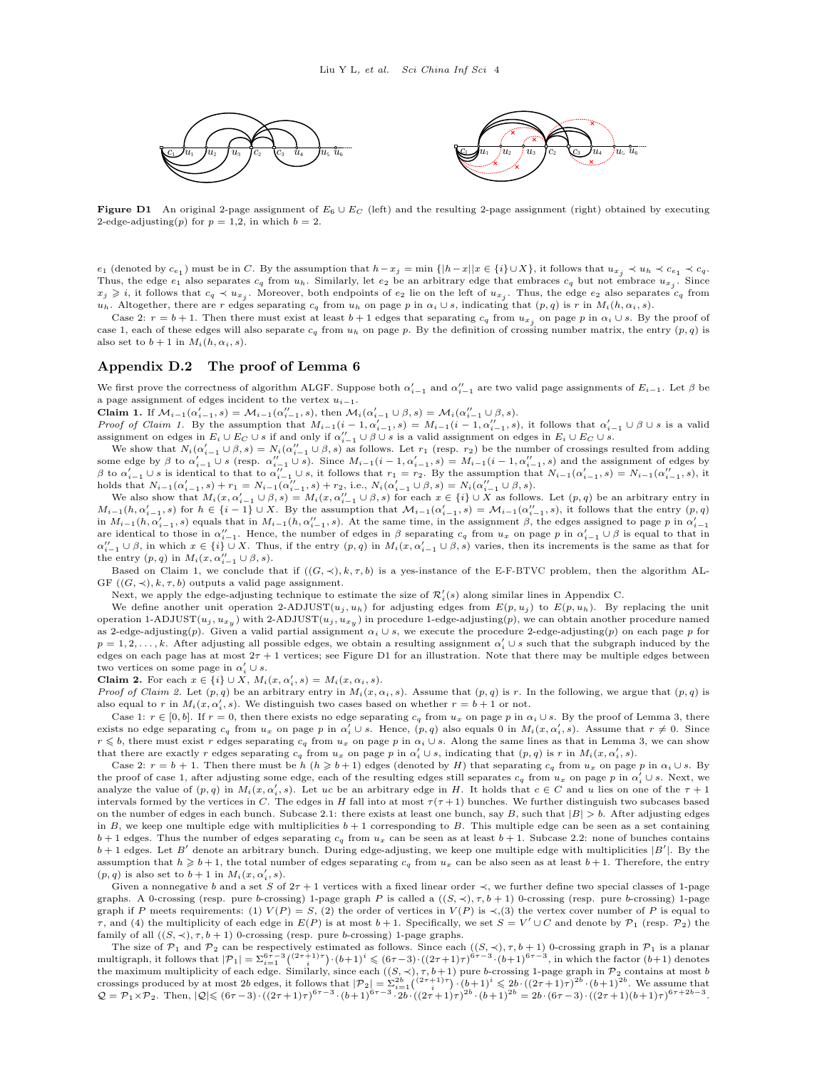**Figure D1** An original 2-page assignment of $E_6 \cup E_C$ (left) and the resulting 2-page assignment (right) obtained by executing 2-edge-adjusting($p$) for $p = 1,2$, in which $b = 2$.

$e_1$ (denoted by $c_{e_1}$) must be in $C$. By the assumption that $h - x_j = \min\{|h-x| | x \in \{i\} \cup X\}$, it follows that $u_{x_j} \prec u_h \prec c_{e_1} \prec c_q$. Thus, the edge $e_1$ also separates $c_q$ from $u_h$. Similarly, let $e_2$ be an arbitrary edge that embraces $c_q$ but not embrace $u_{x_j}$. Since $x_j \geqslant i$, it follows that $c_q \prec u_{x_j}$. Moreover, both endpoints of $e_2$ lie on the left of $u_{x_j}$. Thus, the edge $e_2$ also separates $c_q$ from $u_h$. Altogether, there are $r$ edges separating $c_q$ from $u_h$ on page $p$ in $\alpha_i \cup s$, indicating that $(p,q)$ is $r$ in $M_i(h, \alpha_i, s)$.

Case 2: $r = b+1$. Then there must exist at least $b+1$ edges that separating $c_q$ from $u_{x_j}$ on page $p$ in $\alpha_i \cup s$. By the proof of case 1, each of these edges will also separate $c_q$ from $u_h$ on page $p$. By the definition of crossing number matrix, the entry $(p,q)$ is also set to $b+1$ in $M_i(h, \alpha_i, s)$.

## Appendix D.2 The proof of Lemma 6

We first prove the correctness of algorithm ALGF. Suppose both $\alpha'_{i-1}$ and $\alpha''_{i-1}$ are two valid page assignments of $E_{i-1}$. Let $\beta$ be a page assignment of edges incident to the vertex $u_{i-1}$.

**Claim 1.** If $\mathcal{M}_{i-1}(\alpha'_{i-1}, s) = \mathcal{M}_{i-1}(\alpha''_{i-1}, s)$, then $\mathcal{M}_i(\alpha'_{i-1} \cup \beta, s) = \mathcal{M}_i(\alpha''_{i-1} \cup \beta, s)$.

*Proof of Claim 1.* By the assumption that $M_{i-1}(i-1, \alpha'_{i-1}, s) = M_{i-1}(i-1, \alpha''_{i-1}, s)$, it follows that $\alpha'_{i-1} \cup \beta \cup s$ is a valid assignment on edges in $E_i \cup E_C \cup s$ if and only if $\alpha''_{i-1} \cup \beta \cup s$ is a valid assignment on edges in $E_i \cup E_C \cup s$.

We show that $N_i(\alpha'_{i-1} \cup \beta, s) = N_i(\alpha''_{i-1} \cup \beta, s)$ as follows. Let $r_1$ (resp. $r_2$) be the number of crossings resulted from adding some edge by $\beta$ to $\alpha'_{i-1} \cup s$ (resp. $\alpha''_{i-1} \cup s$). Since $M_{i-1}(i-1, \alpha'_{i-1}, s) = M_{i-1}(i-1, \alpha''_{i-1}, s)$ and the assignment of edges by $\beta$ to $\alpha'_{i-1} \cup s$ is identical to that to $\alpha''_{i-1} \cup s$, it follows that $r_1 = r_2$. By the assumption that $N_{i-1}(\alpha'_{i-1}, s) = N_{i-1}(\alpha''_{i-1}, s)$, it holds that $N_{i-1}(\alpha'_{i-1}, s) + r_1 = N_{i-1}(\alpha''_{i-1}, s) + r_2$, i.e., $N_i(\alpha'_{i-1} \cup \beta, s) = N_i(\alpha''_{i-1} \cup \beta, s)$.

We also show that $M_i(x, \alpha'_{i-1} \cup \beta, s) = M_i(x, \alpha''_{i-1} \cup \beta, s)$ for each $x \in \{i\} \cup X$ as follows. Let $(p,q)$ be an arbitrary entry in $M_{i-1}(h, \alpha'_{i-1}, s)$ for $h \in \{i-1\} \cup X$. By the assumption that $\mathcal{M}_{i-1}(\alpha'_{i-1}, s) = \mathcal{M}_{i-1}(\alpha''_{i-1}, s)$, it follows that the entry $(p,q)$ in $M_{i-1}(h, \alpha'_{i-1}, s)$ equals that in $M_{i-1}(h, \alpha''_{i-1}, s)$. At the same time, in the assignment $\beta$, the edges assigned to page $p$ in $\alpha'_{i-1}$ are identical to those in $\alpha''_{i-1}$. Hence, the number of edges in $\beta$ separating $c_q$ from $u_x$ on page $p$ in $\alpha'_{i-1} \cup \beta$ is equal to that in $\alpha''_{i-1} \cup \beta$, in which $x \in \{i\} \cup X$. Thus, if the entry $(p,q)$ in $M_i(x, \alpha'_{i-1} \cup \beta, s)$ varies, then its increments is the same as that for the entry $(p,q)$ in $M_i(x, \alpha''_{i-1} \cup \beta, s)$.

Based on Claim 1, we conclude that if $((G, \prec), k, \tau, b)$ is a yes-instance of the E-F-BTVC problem, then the algorithm ALGF $((G, \prec), k, \tau, b)$ outputs a valid page assignment.

Next, we apply the edge-adjusting technique to estimate the size of $\mathcal{R}'_i(s)$ along similar lines in Appendix C.

We define another unit operation 2-ADJUST$(u_j, u_h)$ for adjusting edges from $E(p, u_j)$ to $E(p, u_h)$. By replacing the unit operation 1-ADJUST$(u_j, u_{x_y})$ with 2-ADJUST$(u_j, u_{x_y})$ in procedure 1-edge-adjusting($p$), we can obtain another procedure named as 2-edge-adjusting($p$). Given a valid partial assignment $\alpha_i \cup s$, we execute the procedure 2-edge-adjusting($p$) on each page $p$ for $p = 1, 2, \ldots, k$. After adjusting all possible edges, we obtain a resulting assignment $\alpha'_i \cup s$ such that the subgraph induced by the edges on each page has at most $2\tau + 1$ vertices; see Figure D1 for an illustration. Note that there may be multiple edges between two vertices on some page in $\alpha'_i \cup s$.

**Claim 2.** For each $x \in \{i\} \cup X$, $M_i(x, \alpha'_i, s) = M_i(x, \alpha_i, s)$.

*Proof of Claim 2.* Let $(p,q)$ be an arbitrary entry in $M_i(x, \alpha_i, s)$. Assume that $(p,q)$ is $r$. In the following, we argue that $(p,q)$ is also equal to $r$ in $M_i(x, \alpha'_i, s)$. We distinguish two cases based on whether $r = b+1$ or not.

Case 1: $r \in [0, b]$. If $r = 0$, then there exists no edge separating $c_q$ from $u_x$ on page $p$ in $\alpha_i \cup s$. By the proof of Lemma 3, there exists no edge separating $c_q$ from $u_x$ on page $p$ in $\alpha'_i \cup s$. Hence, $(p,q)$ also equals 0 in $M_i(x, \alpha'_i, s)$. Assume that $r \neq 0$. Since $r \leqslant b$, there must exist $r$ edges separating $c_q$ from $u_x$ on page $p$ in $\alpha_i \cup s$. Along the same lines as that in Lemma 3, we can show that there are exactly $r$ edges separating $c_q$ from $u_x$ on page $p$ in $\alpha'_i \cup s$, indicating that $(p,q)$ is $r$ in $M_i(x, \alpha'_i, s)$.

Case 2: $r = b+1$. Then there must be $h$ ($h \geqslant b+1$) edges (denoted by $H$) that separating $c_q$ from $u_x$ on page $p$ in $\alpha_i \cup s$. By the proof of case 1, after adjusting some edge, each of the resulting edges still separates $c_q$ from $u_x$ on page $p$ in $\alpha'_i \cup s$. Next, we analyze the value of $(p,q)$ in $M_i(x, \alpha'_i, s)$. Let $uc$ be an arbitrary edge in $H$. It holds that $c \in C$ and $u$ lies on one of the $\tau + 1$ intervals formed by the vertices in $C$. The edges in $H$ fall into at most $\tau(\tau+1)$ bunches. We further distinguish two subcases based on the number of edges in each bunch. Subcase 2.1: there exists at least one bunch, say $B$, such that $|B| > b$. After adjusting edges in $B$, we keep one multiple edge with multiplicities $b+1$ corresponding to $B$. This multiple edge can be seen as a set containing $b+1$ edges. Thus the number of edges separating $c_q$ from $u_x$ can be seen as at least $b+1$. Subcase 2.2: none of bunches contains $b+1$ edges. Let $B'$ denote an arbitrary bunch. During edge-adjusting, we keep one multiple edge with multiplicities $|B'|$. By the assumption that $h \geqslant b+1$, the total number of edges separating $c_q$ from $u_x$ can be also seen as at least $b+1$. Therefore, the entry $(p,q)$ is also set to $b+1$ in $M_i(x, \alpha'_i, s)$.

Given a nonnegative $b$ and a set $S$ of $2\tau + 1$ vertices with a fixed linear order $\prec$, we further define two special classes of 1-page graphs. A 0-crossing (resp. pure $b$-crossing) 1-page graph $P$ is called a $((S, \prec), \tau, b+1)$ 0-crossing (resp. pure $b$-crossing) 1-page graph if $P$ meets requirements: (1) $V(P) = S$, (2) the order of vertices in $V(P)$ is $\prec$,(3) the vertex cover number of $P$ is equal to $\tau$, and (4) the multiplicity of each edge in $E(P)$ is at most $b+1$. Specifically, we set $S = V' \cup C$ and denote by $\mathcal{P}_1$ (resp. $\mathcal{P}_2$) the family of all $((S, \prec), \tau, b+1)$ 0-crossing (resp. pure $b$-crossing) 1-page graphs.

The size of $\mathcal{P}_1$ and $\mathcal{P}_2$ can be respectively estimated as follows. Since each $((S, \prec), \tau, b+1)$ 0-crossing graph in $\mathcal{P}_1$ is a planar multigraph, it follows that $|\mathcal{P}_1| = \Sigma_{i=1}^{6\tau-3}\binom{(2\tau+1)\tau}{i} \cdot (b+1)^i \leqslant (6\tau-3) \cdot ((2\tau+1)\tau)^{6\tau-3} \cdot (b+1)^{6\tau-3}$, in which the factor $(b+1)$ denotes the maximum multiplicity of each edge. Similarly, since each $((S, \prec), \tau, b+1)$ pure $b$-crossing 1-page graph in $\mathcal{P}_2$ contains at most $b$ crossings produced by at most $2b$ edges, it follows that $|\mathcal{P}_2| = \Sigma_{i=1}^{2b}\binom{(2\tau+1)\tau}{i} \cdot (b+1)^i \leqslant 2b \cdot ((2\tau+1)\tau)^{2b} \cdot (b+1)^{2b}$. We assume that $\mathcal{Q} = \mathcal{P}_1 \times \mathcal{P}_2$. Then, $|\mathcal{Q}| \leqslant (6\tau-3) \cdot ((2\tau+1)\tau)^{6\tau-3} \cdot (b+1)^{6\tau-3} \cdot 2b \cdot ((2\tau+1)\tau)^{2b} \cdot (b+1)^{2b} = 2b \cdot (6\tau-3) \cdot ((2\tau+1)(b+1)\tau)^{6\tau+2b-3}$.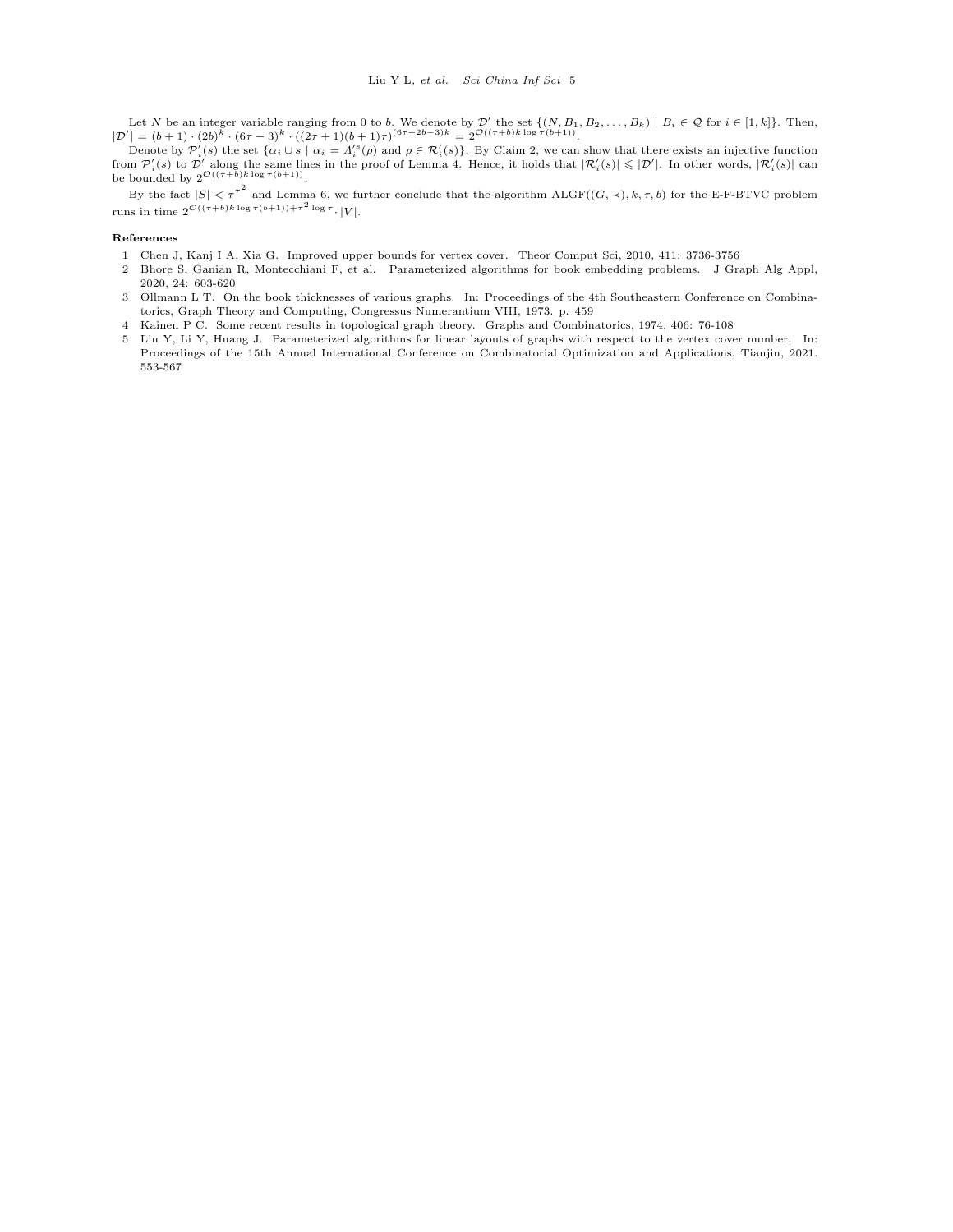Let $N$ be an integer variable ranging from 0 to $b$. We denote by $\mathcal{D}'$ the set $\{(N, B_1, B_2, \ldots, B_k) \mid B_i \in \mathcal{Q}$ for $i \in [1,k]\}$. Then, $|\mathcal{D}'| = (b+1) \cdot (2b)^k \cdot (6\tau - 3)^k \cdot ((2\tau+1)(b+1)\tau)^{(6\tau+2b-3)k} = 2^{\mathcal{O}((\tau+b)k \log \tau(b+1))}$.

Denote by $\mathcal{P}'_i(s)$ the set $\{\alpha_i \cup s \mid \alpha_i = \Lambda_i'^{s}(\rho)$ and $\rho \in \mathcal{R}'_i(s)\}$. By Claim 2, we can show that there exists an injective function from $\mathcal{P}'_i(s)$ to $\mathcal{D}'$ along the same lines in the proof of Lemma 4. Hence, it holds that $|\mathcal{R}'_i(s)| \leqslant |\mathcal{D}'|$. In other words, $|\mathcal{R}'_i(s)|$ can be bounded by $2^{\mathcal{O}((\tau+b)k \log \tau(b+1))}$.

By the fact $|S| < \tau^{\tau^2}$ and Lemma 6, we further conclude that the algorithm ALGF$((G,\prec),k,\tau,b)$ for the E-F-BTVC problem runs in time $2^{\mathcal{O}((\tau+b)k \log \tau(b+1))+\tau^2 \log \tau} \cdot |V|$.

**References**

1. Chen J, Kanj I A, Xia G. Improved upper bounds for vertex cover. Theor Comput Sci, 2010, 411: 3736-3756
2. Bhore S, Ganian R, Montecchiani F, et al. Parameterized algorithms for book embedding problems. J Graph Alg Appl, 2020, 24: 603-620
3. Ollmann L T. On the book thicknesses of various graphs. In: Proceedings of the 4th Southeastern Conference on Combinatorics, Graph Theory and Computing, Congressus Numerantium VIII, 1973. p. 459
4. Kainen P C. Some recent results in topological graph theory. Graphs and Combinatorics, 1974, 406: 76-108
5. Liu Y, Li Y, Huang J. Parameterized algorithms for linear layouts of graphs with respect to the vertex cover number. In: Proceedings of the 15th Annual International Conference on Combinatorial Optimization and Applications, Tianjin, 2021. 553-567